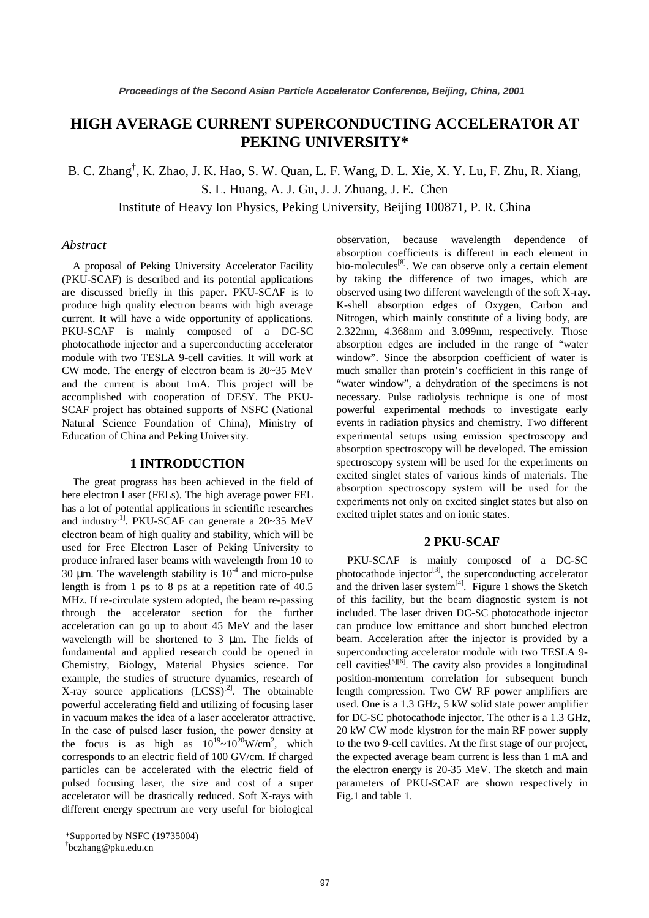# HIGH AVERAGE CURRENT SUPERCONDUCTING ACCELERATOR AT PEKING UNIVERSITY*

B. C. Zhang†, K. Zhao, J. K. Hao, S. W. Quan, L. F. Wang, D. L. Xie, X. Y. Lu, F. Zhu, R. Xiang, S. L. Huang, A. J. Gu, J. J. Zhuang, J. E. Chen

Institute of Heavy Ion Physics, Peking University, Beijing 100871, P. R. China

## *Abstract*

A proposal of Peking University Accelerator Facility (PKU-SCAF) is described and its potential applications are discussed briefly in this paper. PKU-SCAF is to produce high quality electron beams with high average current. It will have a wide opportunity of applications. PKU-SCAF is mainly composed of a DC-SC photocathode injector and a superconducting accelerator module with two TESLA 9-cell cavities. It will work at CW mode. The energy of electron beam is 20~35 MeV and the current is about 1mA. This project will be accomplished with cooperation of DESY. The PKU-SCAF project has obtained supports of NSFC (National Natural Science Foundation of China), Ministry of Education of China and Peking University.

## 1 INTRODUCTION

The great prograss has been achieved in the field of here electron Laser (FELs). The high average power FEL has a lot of potential applications in scientific researches and industry[1]. PKU-SCAF can generate a 20~35 MeV electron beam of high quality and stability, which will be used for Free Electron Laser of Peking University to produce infrared laser beams with wavelength from 10 to 30 μm. The wavelength stability is $10^{-4}$ and micro-pulse length is from 1 ps to 8 ps at a repetition rate of 40.5 MHz. If re-circulate system adopted, the beam re-passing through the accelerator section for the further acceleration can go up to about 45 MeV and the laser wavelength will be shortened to 3 μm. The fields of fundamental and applied research could be opened in Chemistry, Biology, Material Physics science. For example, the studies of structure dynamics, research of X-ray source applications (LCSS)[2]. The obtainable powerful accelerating field and utilizing of focusing laser in vacuum makes the idea of a laser accelerator attractive. In the case of pulsed laser fusion, the power density at the focus is as high as $10^{19}$~$10^{20}$W/cm$^2$, which corresponds to an electric field of 100 GV/cm. If charged particles can be accelerated with the electric field of pulsed focusing laser, the size and cost of a super accelerator will be drastically reduced. Soft X-rays with different energy spectrum are very useful for biological observation, because wavelength dependence of absorption coefficients is different in each element in bio-molecules[8]. We can observe only a certain element by taking the difference of two images, which are observed using two different wavelength of the soft X-ray. K-shell absorption edges of Oxygen, Carbon and Nitrogen, which mainly constitute of a living body, are 2.322nm, 4.368nm and 3.099nm, respectively. Those absorption edges are included in the range of "water window". Since the absorption coefficient of water is much smaller than protein's coefficient in this range of "water window", a dehydration of the specimens is not necessary. Pulse radiolysis technique is one of most powerful experimental methods to investigate early events in radiation physics and chemistry. Two different experimental setups using emission spectroscopy and absorption spectroscopy will be developed. The emission spectroscopy system will be used for the experiments on excited singlet states of various kinds of materials. The absorption spectroscopy system will be used for the experiments not only on excited singlet states but also on excited triplet states and on ionic states.

## 2 PKU-SCAF

PKU-SCAF is mainly composed of a DC-SC photocathode injector[3], the superconducting accelerator and the driven laser system[4]. Figure 1 shows the Sketch of this facility, but the beam diagnostic system is not included. The laser driven DC-SC photocathode injector can produce low emittance and short bunched electron beam. Acceleration after the injector is provided by a superconducting accelerator module with two TESLA 9-cell cavities[5][6]. The cavity also provides a longitudinal position-momentum correlation for subsequent bunch length compression. Two CW RF power amplifiers are used. One is a 1.3 GHz, 5 kW solid state power amplifier for DC-SC photocathode injector. The other is a 1.3 GHz, 20 kW CW mode klystron for the main RF power supply to the two 9-cell cavities. At the first stage of our project, the expected average beam current is less than 1 mA and the electron energy is 20-35 MeV. The sketch and main parameters of PKU-SCAF are shown respectively in Fig.1 and table 1.

---

*Supported by NSFC (19735004)

†bczhang@pku.edu.cn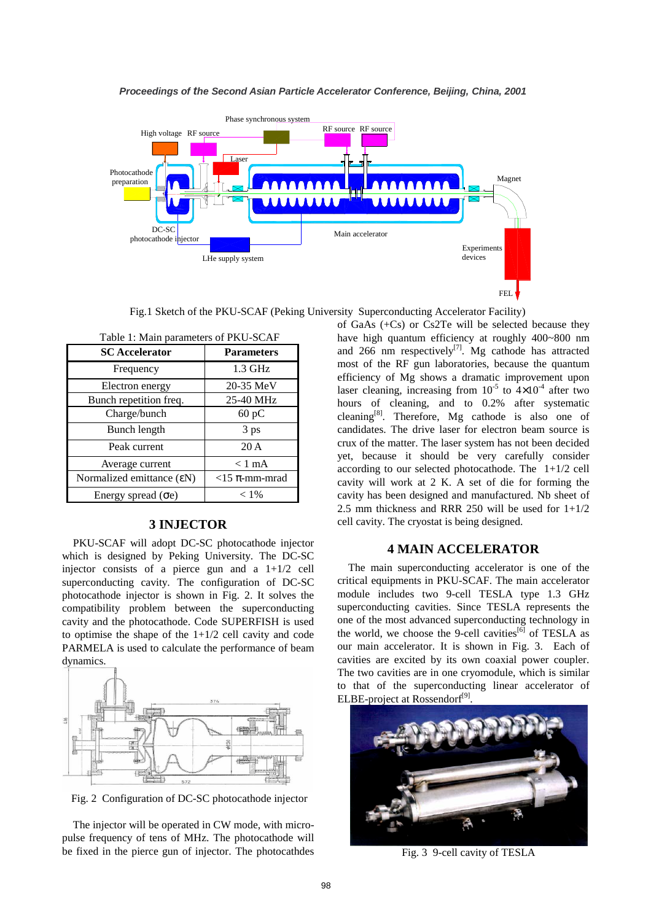Fig.1 Sketch of the PKU-SCAF (Peking University Superconducting Accelerator Facility)

Table 1: Main parameters of PKU-SCAF

| SC Accelerator | Parameters |
|---|---|
| Frequency | 1.3 GHz |
| Electron energy | 20-35 MeV |
| Bunch repetition freq. | 25-40 MHz |
| Charge/bunch | 60 pC |
| Bunch length | 3 ps |
| Peak current | 20 A |
| Average current | < 1 mA |
| Normalized emittance ($\varepsilon$N) | <15 $\pi$-mm-mrad |
| Energy spread ($\sigma$e) | < 1% |

## 3 INJECTOR

PKU-SCAF will adopt DC-SC photocathode injector which is designed by Peking University. The DC-SC injector consists of a pierce gun and a 1+1/2 cell superconducting cavity. The configuration of DC-SC photocathode injector is shown in Fig. 2. It solves the compatibility problem between the superconducting cavity and the photocathode. Code SUPERFISH is used to optimise the shape of the 1+1/2 cell cavity and code PARMELA is used to calculate the performance of beam dynamics.

Fig. 2 Configuration of DC-SC photocathode injector

The injector will be operated in CW mode, with micro-pulse frequency of tens of MHz. The photocathode will be fixed in the pierce gun of injector. The photocathdes of GaAs (+Cs) or Cs2Te will be selected because they have high quantum efficiency at roughly 400~800 nm and 266 nm respectively[7]. Mg cathode has attracted most of the RF gun laboratories, because the quantum efficiency of Mg shows a dramatic improvement upon laser cleaning, increasing from $10^{-5}$ to $4\times10^{-4}$ after two hours of cleaning, and to 0.2% after systematic cleaning[8]. Therefore, Mg cathode is also one of candidates. The drive laser for electron beam source is crux of the matter. The laser system has not been decided yet, because it should be very carefully consider according to our selected photocathode. The 1+1/2 cell cavity will work at 2 K. A set of die for forming the cavity has been designed and manufactured. Nb sheet of 2.5 mm thickness and RRR 250 will be used for 1+1/2 cell cavity. The cryostat is being designed.

## 4 MAIN ACCELERATOR

The main superconducting accelerator is one of the critical equipments in PKU-SCAF. The main accelerator module includes two 9-cell TESLA type 1.3 GHz superconducting cavities. Since TESLA represents the one of the most advanced superconducting technology in the world, we choose the 9-cell cavities[6] of TESLA as our main accelerator. It is shown in Fig. 3. Each of cavities are excited by its own coaxial power coupler. The two cavities are in one cryomodule, which is similar to that of the superconducting linear accelerator of ELBE-project at Rossendorf[9].

Fig. 3 9-cell cavity of TESLA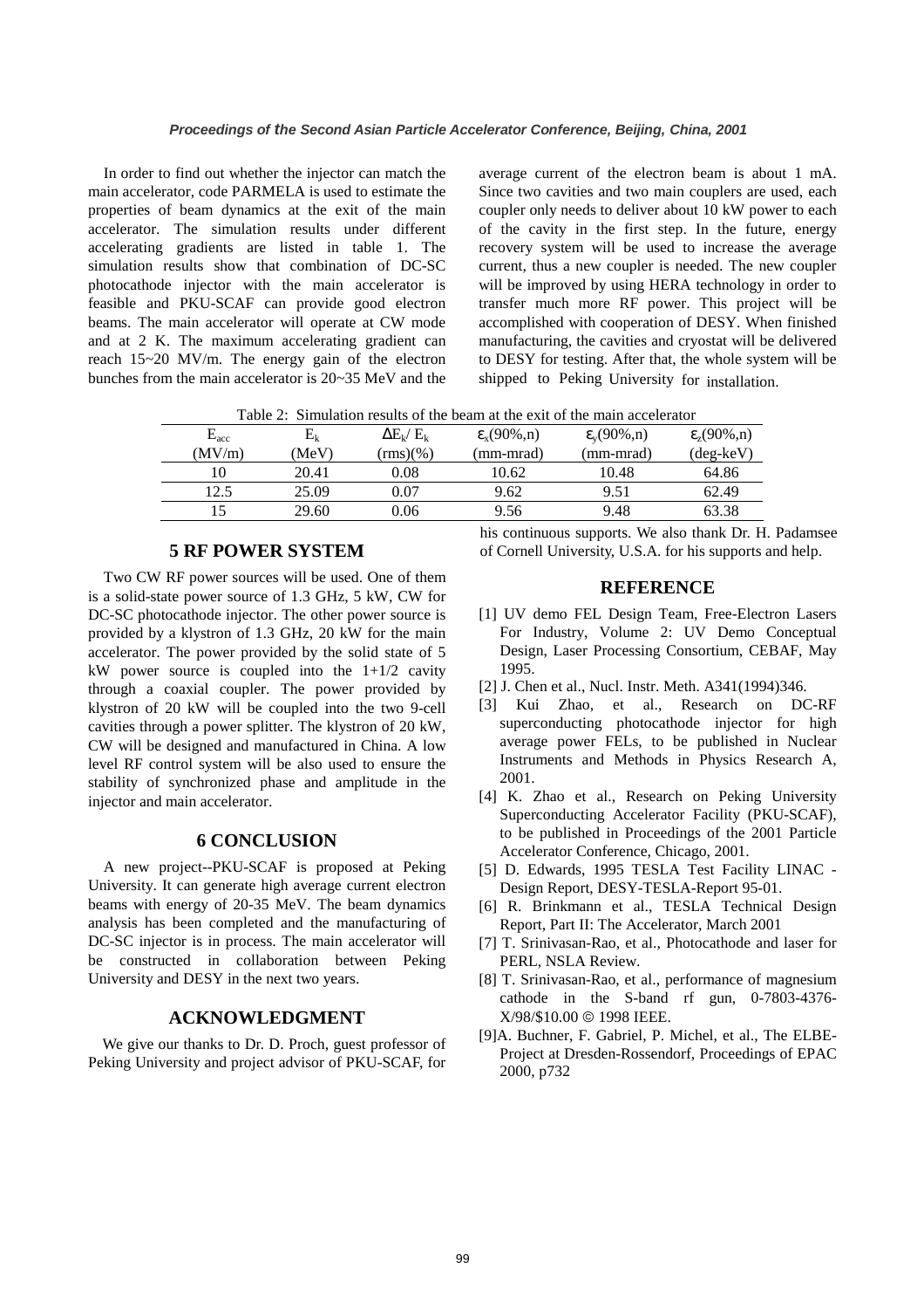In order to find out whether the injector can match the main accelerator, code PARMELA is used to estimate the properties of beam dynamics at the exit of the main accelerator. The simulation results under different accelerating gradients are listed in table 1. The simulation results show that combination of DC-SC photocathode injector with the main accelerator is feasible and PKU-SCAF can provide good electron beams. The main accelerator will operate at CW mode and at 2 K. The maximum accelerating gradient can reach 15~20 MV/m. The energy gain of the electron bunches from the main accelerator is 20~35 MeV and the average current of the electron beam is about 1 mA. Since two cavities and two main couplers are used, each coupler only needs to deliver about 10 kW power to each of the cavity in the first step. In the future, energy recovery system will be used to increase the average current, thus a new coupler is needed. The new coupler will be improved by using HERA technology in order to transfer much more RF power. This project will be accomplished with cooperation of DESY. When finished manufacturing, the cavities and cryostat will be delivered to DESY for testing. After that, the whole system will be shipped to Peking University for installation.

Table 2: Simulation results of the beam at the exit of the main accelerator

| $E_{acc}$ (MV/m) | $E_k$ (MeV) | $\Delta E_k/E_k$ (rms)(%) | $\varepsilon_x$(90%,n) (mm-mrad) | $\varepsilon_y$(90%,n) (mm-mrad) | $\varepsilon_z$(90%,n) (deg-keV) |
|---|---|---|---|---|---|
| 10 | 20.41 | 0.08 | 10.62 | 10.48 | 64.86 |
| 12.5 | 25.09 | 0.07 | 9.62 | 9.51 | 62.49 |
| 15 | 29.60 | 0.06 | 9.56 | 9.48 | 63.38 |

## 5 RF POWER SYSTEM

Two CW RF power sources will be used. One of them is a solid-state power source of 1.3 GHz, 5 kW, CW for DC-SC photocathode injector. The other power source is provided by a klystron of 1.3 GHz, 20 kW for the main accelerator. The power provided by the solid state of 5 kW power source is coupled into the 1+1/2 cavity through a coaxial coupler. The power provided by klystron of 20 kW will be coupled into the two 9-cell cavities through a power splitter. The klystron of 20 kW, CW will be designed and manufactured in China. A low level RF control system will be also used to ensure the stability of synchronized phase and amplitude in the injector and main accelerator.

## 6 CONCLUSION

A new project--PKU-SCAF is proposed at Peking University. It can generate high average current electron beams with energy of 20-35 MeV. The beam dynamics analysis has been completed and the manufacturing of DC-SC injector is in process. The main accelerator will be constructed in collaboration between Peking University and DESY in the next two years.

## ACKNOWLEDGMENT

We give our thanks to Dr. D. Proch, guest professor of Peking University and project advisor of PKU-SCAF, for his continuous supports. We also thank Dr. H. Padamsee of Cornell University, U.S.A. for his supports and help.

## REFERENCE

[1] UV demo FEL Design Team, Free-Electron Lasers For Industry, Volume 2: UV Demo Conceptual Design, Laser Processing Consortium, CEBAF, May 1995.

[2] J. Chen et al., Nucl. Instr. Meth. A341(1994)346.

[3] Kui Zhao, et al., Research on DC-RF superconducting photocathode injector for high average power FELs, to be published in Nuclear Instruments and Methods in Physics Research A, 2001.

[4] K. Zhao et al., Research on Peking University Superconducting Accelerator Facility (PKU-SCAF), to be published in Proceedings of the 2001 Particle Accelerator Conference, Chicago, 2001.

[5] D. Edwards, 1995 TESLA Test Facility LINAC - Design Report, DESY-TESLA-Report 95-01.

[6] R. Brinkmann et al., TESLA Technical Design Report, Part II: The Accelerator, March 2001

[7] T. Srinivasan-Rao, et al., Photocathode and laser for PERL, NSLA Review.

[8] T. Srinivasan-Rao, et al., performance of magnesium cathode in the S-band rf gun, 0-7803-4376-X/98/$10.00 © 1998 IEEE.

[9] A. Buchner, F. Gabriel, P. Michel, et al., The ELBE-Project at Dresden-Rossendorf, Proceedings of EPAC 2000, p732